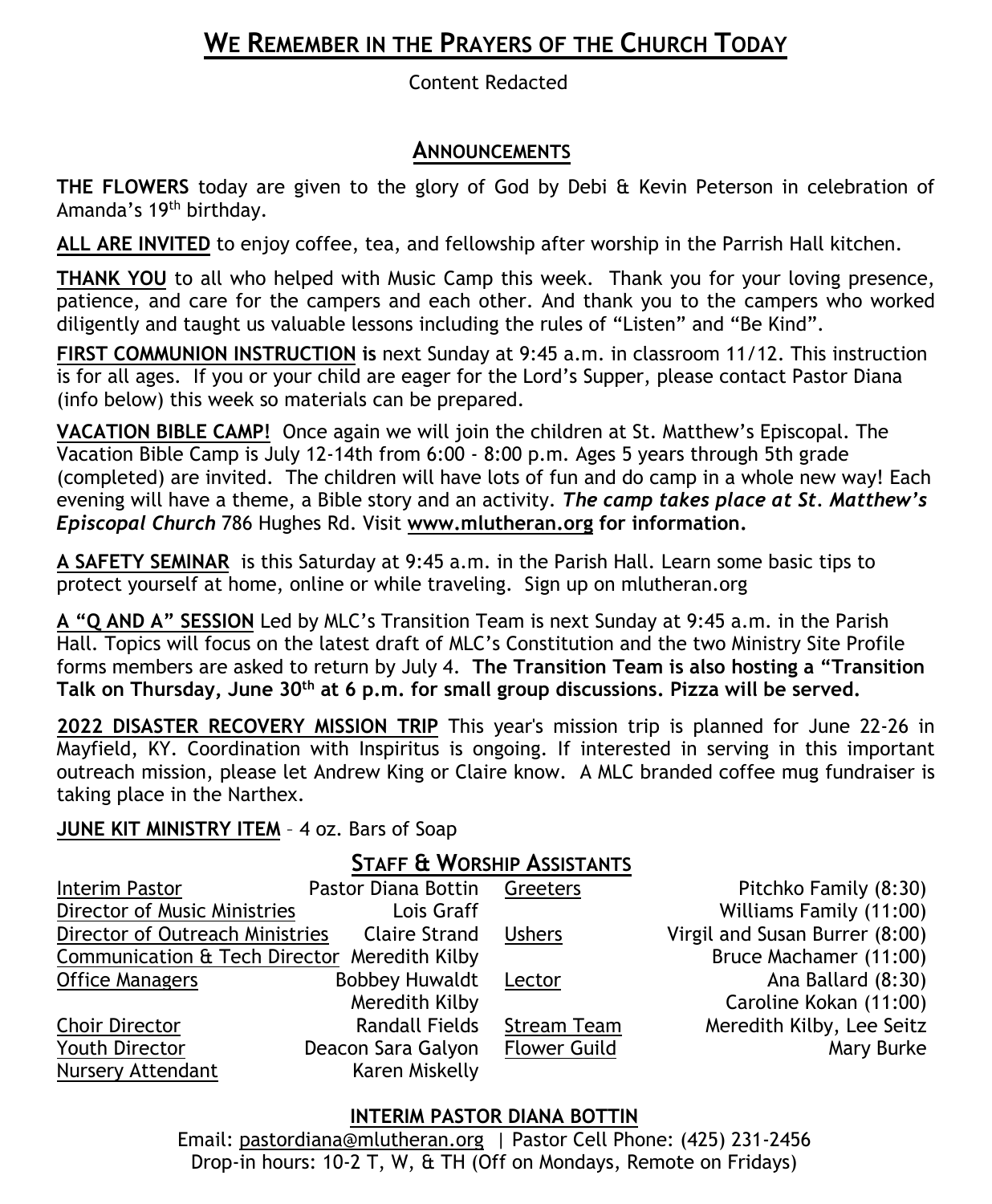## WE REMEMBER IN THE PRAYERS OF THE CHURCH TODAY

Content Redacted

## ANNOUNCEMENTS

**THE FLOWERS** today are given to the glory of God by Debi & Kevin Peterson in celebration of Amanda's 19th birthday.

**ALL ARE INVITED** to enjoy coffee, tea, and fellowship after worship in the Parrish Hall kitchen.

**THANK YOU** to all who helped with Music Camp this week. Thank you for your loving presence, patience, and care for the campers and each other. And thank you to the campers who worked diligently and taught us valuable lessons including the rules of "Listen" and "Be Kind".

**FIRST COMMUNION INSTRUCTION is** next Sunday at 9:45 a.m. in classroom 11/12. This instruction is for all ages. If you or your child are eager for the Lord's Supper, please contact Pastor Diana (info below) this week so materials can be prepared.

**VACATION BIBLE CAMP!** Once again we will join the children at St. Matthew's Episcopal. The Vacation Bible Camp is July 12-14th from 6:00 - 8:00 p.m. Ages 5 years through 5th grade (completed) are invited. The children will have lots of fun and do camp in a whole new way! Each evening will have a theme, a Bible story and an activity. ***The camp takes place at St. Matthew's Episcopal Church*** 786 Hughes Rd. Visit **www.mlutheran.org for information.**

**A SAFETY SEMINAR** is this Saturday at 9:45 a.m. in the Parish Hall. Learn some basic tips to protect yourself at home, online or while traveling. Sign up on mlutheran.org

**A "Q AND A" SESSION** Led by MLC's Transition Team is next Sunday at 9:45 a.m. in the Parish Hall. Topics will focus on the latest draft of MLC's Constitution and the two Ministry Site Profile forms members are asked to return by July 4. **The Transition Team is also hosting a "Transition Talk on Thursday, June 30th at 6 p.m. for small group discussions. Pizza will be served.**

**2022 DISASTER RECOVERY MISSION TRIP** This year's mission trip is planned for June 22-26 in Mayfield, KY. Coordination with Inspiritus is ongoing. If interested in serving in this important outreach mission, please let Andrew King or Claire know. A MLC branded coffee mug fundraiser is taking place in the Narthex.

**JUNE KIT MINISTRY ITEM** – 4 oz. Bars of Soap

## STAFF & WORSHIP ASSISTANTS

| | | | |
|---|---|---|---|
| Interim Pastor | Pastor Diana Bottin | Greeters | Pitchko Family (8:30) |
| Director of Music Ministries | Lois Graff | | Williams Family (11:00) |
| Director of Outreach Ministries | Claire Strand | Ushers | Virgil and Susan Burrer (8:00) |
| Communication & Tech Director | Meredith Kilby | | Bruce Machamer (11:00) |
| Office Managers | Bobbey Huwaldt | Lector | Ana Ballard (8:30) |
| | Meredith Kilby | | Caroline Kokan (11:00) |
| Choir Director | Randall Fields | Stream Team | Meredith Kilby, Lee Seitz |
| Youth Director | Deacon Sara Galyon | Flower Guild | Mary Burke |
| Nursery Attendant | Karen Miskelly | | |

### INTERIM PASTOR DIANA BOTTIN

Email: pastordiana@mlutheran.org | Pastor Cell Phone: (425) 231-2456
Drop-in hours: 10-2 T, W, & TH (Off on Mondays, Remote on Fridays)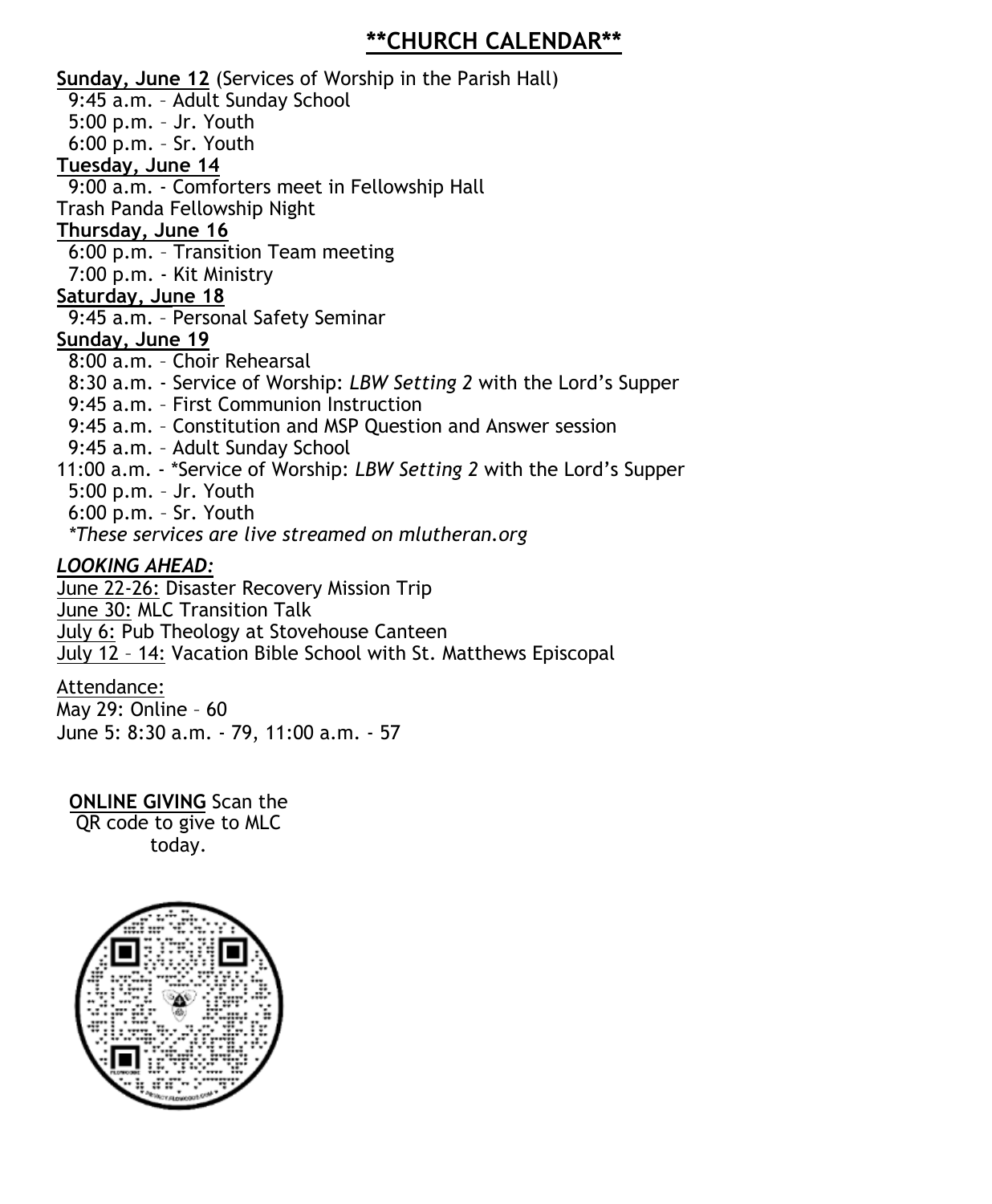# **CHURCH CALENDAR**

**Sunday, June 12** (Services of Worship in the Parish Hall)
9:45 a.m. – Adult Sunday School
5:00 p.m. – Jr. Youth
6:00 p.m. – Sr. Youth

**Tuesday, June 14**
9:00 a.m. - Comforters meet in Fellowship Hall
Trash Panda Fellowship Night

**Thursday, June 16**
6:00 p.m. – Transition Team meeting
7:00 p.m. - Kit Ministry

**Saturday, June 18**
9:45 a.m. – Personal Safety Seminar

**Sunday, June 19**
8:00 a.m. – Choir Rehearsal
8:30 a.m. - Service of Worship: *LBW Setting 2* with the Lord's Supper
9:45 a.m. – First Communion Instruction
9:45 a.m. – Constitution and MSP Question and Answer session
9:45 a.m. – Adult Sunday School
11:00 a.m. - *Service of Worship: *LBW Setting 2* with the Lord's Supper
5:00 p.m. – Jr. Youth
6:00 p.m. – Sr. Youth
*\*These services are live streamed on mlutheran.org*

***LOOKING AHEAD:***
June 22-26: Disaster Recovery Mission Trip
June 30: MLC Transition Talk
July 6: Pub Theology at Stovehouse Canteen
July 12 – 14: Vacation Bible School with St. Matthews Episcopal

Attendance:
May 29: Online – 60
June 5: 8:30 a.m. - 79, 11:00 a.m. - 57

**ONLINE GIVING** Scan the QR code to give to MLC today.